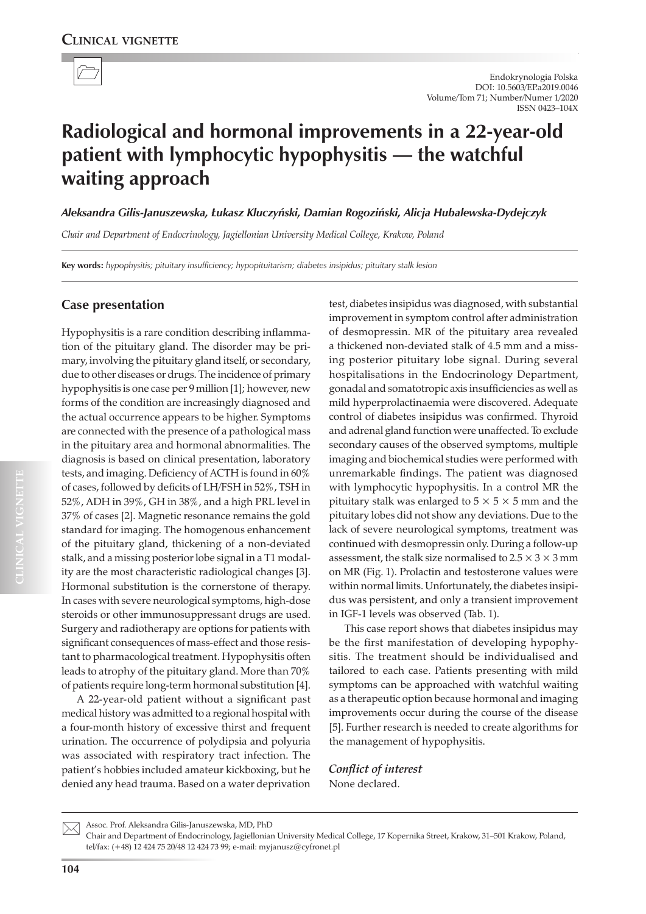**Clinical vignette**

# Radiological and hormonal improvements in a 22-year-old patient with lymphocytic hypophysitis — the watchful waiting approach

*Aleksandra Gilis-Januszewska, Łukasz Kluczyński, Damian Rogoziński, Alicja Hubalewska-Dydejczyk*

*Chair and Department of Endocrinology, Jagiellonian University Medical College, Krakow, Poland*

**Key words:** *hypophysitis; pituitary insufficiency; hypopituitarism; diabetes insipidus; pituitary stalk lesion*

## Case presentation

Hypophysitis is a rare condition describing inflammation of the pituitary gland. The disorder may be primary, involving the pituitary gland itself, or secondary, due to other diseases or drugs. The incidence of primary hypophysitis is one case per 9 million [1]; however, new forms of the condition are increasingly diagnosed and the actual occurrence appears to be higher. Symptoms are connected with the presence of a pathological mass in the pituitary area and hormonal abnormalities. The diagnosis is based on clinical presentation, laboratory tests, and imaging. Deficiency of ACTH is found in 60% of cases, followed by deficits of LH/FSH in 52%, TSH in 52%, ADH in 39%, GH in 38%, and a high PRL level in 37% of cases [2]. Magnetic resonance remains the gold standard for imaging. The homogenous enhancement of the pituitary gland, thickening of a non-deviated stalk, and a missing posterior lobe signal in a T1 modality are the most characteristic radiological changes [3]. Hormonal substitution is the cornerstone of therapy. In cases with severe neurological symptoms, high-dose steroids or other immunosuppressant drugs are used. Surgery and radiotherapy are options for patients with significant consequences of mass-effect and those resistant to pharmacological treatment. Hypophysitis often leads to atrophy of the pituitary gland. More than 70% of patients require long-term hormonal substitution [4].

A 22-year-old patient without a significant past medical history was admitted to a regional hospital with a four-month history of excessive thirst and frequent urination. The occurrence of polydipsia and polyuria was associated with respiratory tract infection. The patient's hobbies included amateur kickboxing, but he denied any head trauma. Based on a water deprivation test, diabetes insipidus was diagnosed, with substantial improvement in symptom control after administration of desmopressin. MR of the pituitary area revealed a thickened non-deviated stalk of 4.5 mm and a missing posterior pituitary lobe signal. During several hospitalisations in the Endocrinology Department, gonadal and somatotropic axis insufficiencies as well as mild hyperprolactinaemia were discovered. Adequate control of diabetes insipidus was confirmed. Thyroid and adrenal gland function were unaffected. To exclude secondary causes of the observed symptoms, multiple imaging and biochemical studies were performed with unremarkable findings. The patient was diagnosed with lymphocytic hypophysitis. In a control MR the pituitary stalk was enlarged to $5 \times 5 \times 5$ mm and the pituitary lobes did not show any deviations. Due to the lack of severe neurological symptoms, treatment was continued with desmopressin only. During a follow-up assessment, the stalk size normalised to $2.5 \times 3 \times 3$ mm on MR (Fig. 1). Prolactin and testosterone values were within normal limits. Unfortunately, the diabetes insipidus was persistent, and only a transient improvement in IGF-1 levels was observed (Tab. 1).

This case report shows that diabetes insipidus may be the first manifestation of developing hypophysitis. The treatment should be individualised and tailored to each case. Patients presenting with mild symptoms can be approached with watchful waiting as a therapeutic option because hormonal and imaging improvements occur during the course of the disease [5]. Further research is needed to create algorithms for the management of hypophysitis.

### *Conflict of interest*

None declared.

---

Assoc. Prof. Aleksandra Gilis-Januszewska, MD, PhD
Chair and Department of Endocrinology, Jagiellonian University Medical College, 17 Kopernika Street, Krakow, 31–501 Krakow, Poland, tel/fax: (+48) 12 424 75 20/48 12 424 73 99; e-mail: myjanusz@cyfronet.pl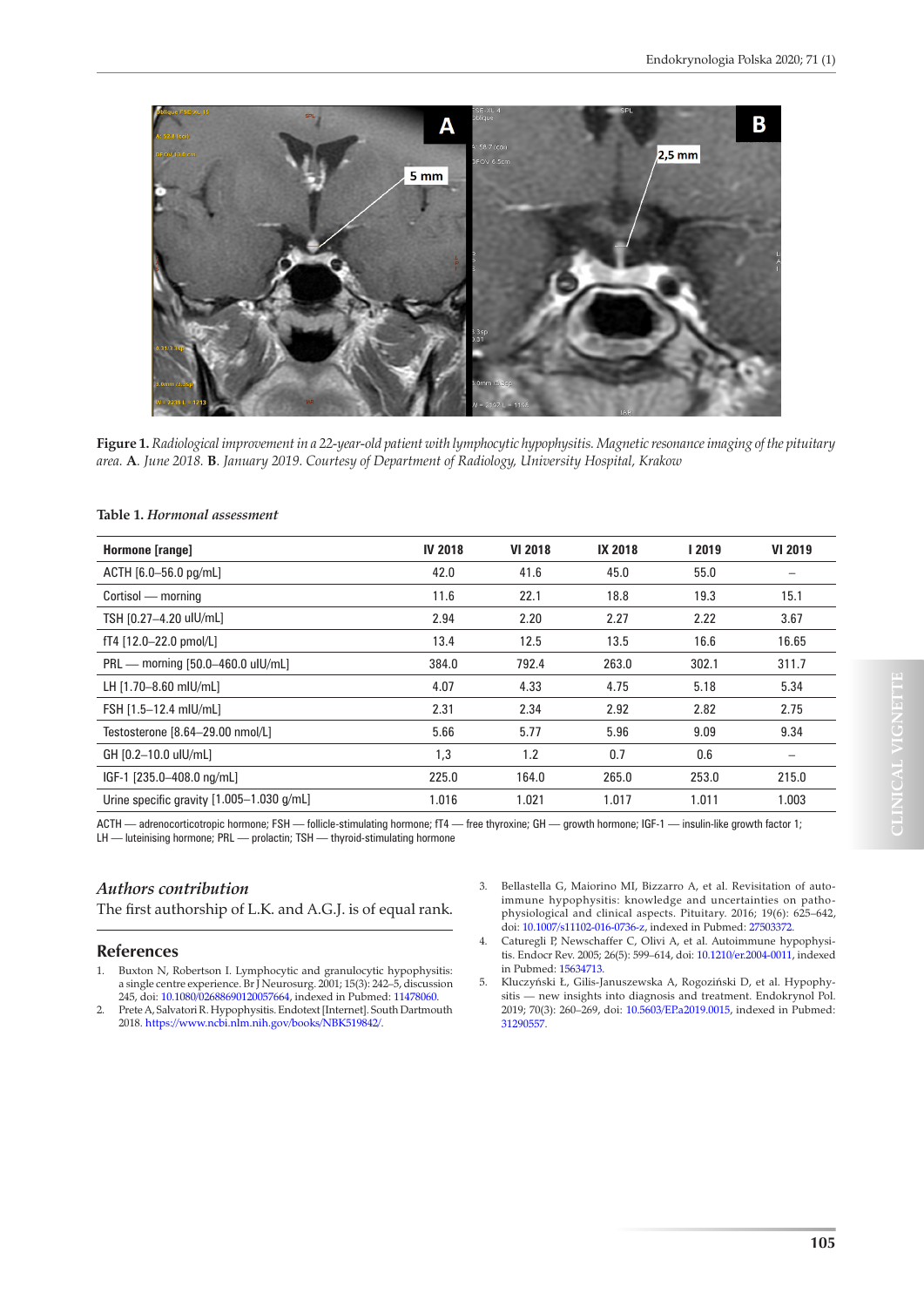**Figure 1.** *Radiological improvement in a 22-year-old patient with lymphocytic hypophysitis. Magnetic resonance imaging of the pituitary area.* **A**. *June 2018.* **B**. *January 2019. Courtesy of Department of Radiology, University Hospital, Krakow*

**Table 1.** *Hormonal assessment*

| Hormone [range] | IV 2018 | VI 2018 | IX 2018 | I 2019 | VI 2019 |
|---|---|---|---|---|---|
| ACTH [6.0–56.0 pg/mL] | 42.0 | 41.6 | 45.0 | 55.0 | – |
| Cortisol — morning | 11.6 | 22.1 | 18.8 | 19.3 | 15.1 |
| TSH [0.27–4.20 uIU/mL] | 2.94 | 2.20 | 2.27 | 2.22 | 3.67 |
| fT4 [12.0–22.0 pmol/L] | 13.4 | 12.5 | 13.5 | 16.6 | 16.65 |
| PRL — morning [50.0–460.0 uIU/mL] | 384.0 | 792.4 | 263.0 | 302.1 | 311.7 |
| LH [1.70–8.60 mIU/mL] | 4.07 | 4.33 | 4.75 | 5.18 | 5.34 |
| FSH [1.5–12.4 mIU/mL] | 2.31 | 2.34 | 2.92 | 2.82 | 2.75 |
| Testosterone [8.64–29.00 nmol/L] | 5.66 | 5.77 | 5.96 | 9.09 | 9.34 |
| GH [0.2–10.0 uIU/mL] | 1,3 | 1.2 | 0.7 | 0.6 | – |
| IGF-1 [235.0–408.0 ng/mL] | 225.0 | 164.0 | 265.0 | 253.0 | 215.0 |
| Urine specific gravity [1.005–1.030 g/mL] | 1.016 | 1.021 | 1.017 | 1.011 | 1.003 |

ACTH — adrenocorticotropic hormone; FSH — follicle-stimulating hormone; fT4 — free thyroxine; GH — growth hormone; IGF-1 — insulin-like growth factor 1; LH — luteinising hormone; PRL — prolactin; TSH — thyroid-stimulating hormone

## *Authors contribution*

The first authorship of L.K. and A.G.J. is of equal rank.

## References

1. Buxton N, Robertson I. Lymphocytic and granulocytic hypophysitis: a single centre experience. Br J Neurosurg. 2001; 15(3): 242–5, discussion 245, doi: 10.1080/02688690120057664, indexed in Pubmed: 11478060.
2. Prete A, Salvatori R. Hypophysitis. Endotext [Internet]. South Dartmouth 2018. https://www.ncbi.nlm.nih.gov/books/NBK519842/.
3. Bellastella G, Maiorino MI, Bizzarro A, et al. Revisitation of autoimmune hypophysitis: knowledge and uncertainties on pathophysiological and clinical aspects. Pituitary. 2016; 19(6): 625–642, doi: 10.1007/s11102-016-0736-z, indexed in Pubmed: 27503372.
4. Caturegli P, Newschaffer C, Olivi A, et al. Autoimmune hypophysitis. Endocr Rev. 2005; 26(5): 599–614, doi: 10.1210/er.2004-0011, indexed in Pubmed: 15634713.
5. Kluczyński Ł, Gilis-Januszewska A, Rogoziński D, et al. Hypophysitis — new insights into diagnosis and treatment. Endokrynol Pol. 2019; 70(3): 260–269, doi: 10.5603/EP.a2019.0015, indexed in Pubmed: 31290557.